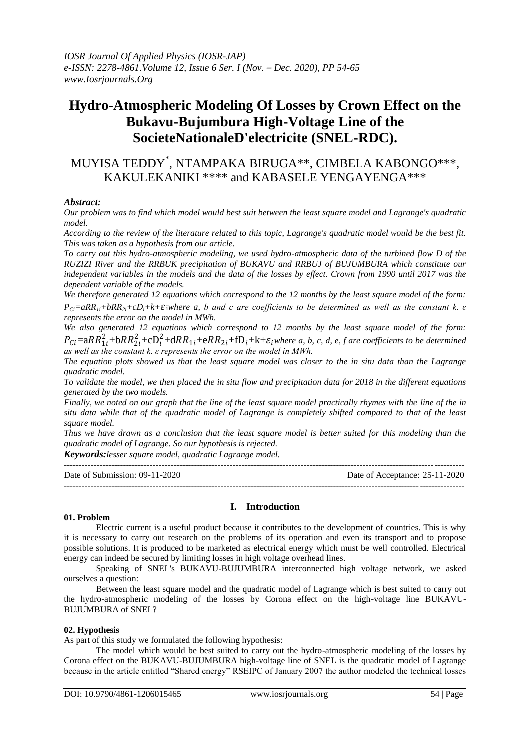# Hydro-Atmospheric Modeling Of Losses by Crown Effect on the Bukavu-Bujumbura High-Voltage Line of the SocieteNationaleD'electricite (SNEL-RDC).

MUYISA TEDDY*, NTAMPAKA BIRUGA**, CIMBELA KABONGO***, KAKULEKANIKI **** and KABASELE YENGAYENGA***

### *Abstract:*

*Our problem was to find which model would best suit between the least square model and Lagrange's quadratic model.*

*According to the review of the literature related to this topic, Lagrange's quadratic model would be the best fit. This was taken as a hypothesis from our article.*

*To carry out this hydro-atmospheric modeling, we used hydro-atmospheric data of the turbined flow D of the RUZIZI River and the RRBUK precipitation of BUKAVU and RRBUJ of BUJUMBURA which constitute our independent variables in the models and the data of the losses by effect. Crown from 1990 until 2017 was the dependent variable of the models.*

*We therefore generated 12 equations which correspond to the 12 months by the least square model of the form: $P_{Ci}=aRR_{1i}+bRR_{2i}+cD_i+k+\varepsilon_i$ where a, b and c are coefficients to be determined as well as the constant k. ε represents the error on the model in MWh.*

*We also generated 12 equations which correspond to 12 months by the least square model of the form: $P_{Ci}=aRR_{1i}^2+bRR_{2i}^2+cD_i^2+dRR_{1i}+eRR_{2i}+fD_i+k+\varepsilon_i$ where a, b, c, d, e, f are coefficients to be determined as well as the constant k. ε represents the error on the model in MWh.*

*The equation plots showed us that the least square model was closer to the in situ data than the Lagrange quadratic model.*

*To validate the model, we then placed the in situ flow and precipitation data for 2018 in the different equations generated by the two models.*

*Finally, we noted on our graph that the line of the least square model practically rhymes with the line of the in situ data while that of the quadratic model of Lagrange is completely shifted compared to that of the least square model.*

*Thus we have drawn as a conclusion that the least square model is better suited for this modeling than the quadratic model of Lagrange. So our hypothesis is rejected.*

***Keywords:*** *lesser square model, quadratic Lagrange model.*

---

Date of Submission: 09-11-2020 | Date of Acceptance: 25-11-2020

---

## I. Introduction

### 01. Problem

Electric current is a useful product because it contributes to the development of countries. This is why it is necessary to carry out research on the problems of its operation and even its transport and to propose possible solutions. It is produced to be marketed as electrical energy which must be well controlled. Electrical energy can indeed be secured by limiting losses in high voltage overhead lines.

Speaking of SNEL's BUKAVU-BUJUMBURA interconnected high voltage network, we asked ourselves a question:

Between the least square model and the quadratic model of Lagrange which is best suited to carry out the hydro-atmospheric modeling of the losses by Corona effect on the high-voltage line BUKAVU-BUJUMBURA of SNEL?

### 02. Hypothesis

As part of this study we formulated the following hypothesis:

The model which would be best suited to carry out the hydro-atmospheric modeling of the losses by Corona effect on the BUKAVU-BUJUMBURA high-voltage line of SNEL is the quadratic model of Lagrange because in the article entitled "Shared energy" RSEIPC of January 2007 the author modeled the technical losses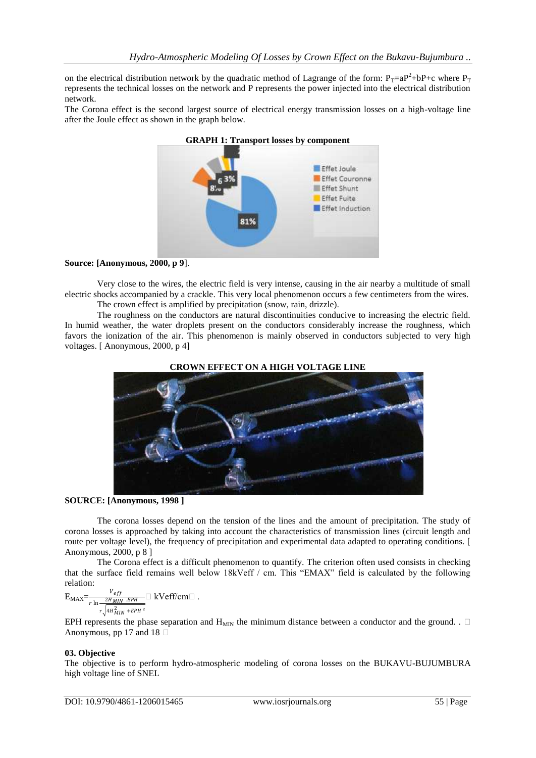on the electrical distribution network by the quadratic method of Lagrange of the form: $P_T=aP^2+bP+c$ where $P_T$ represents the technical losses on the network and P represents the power injected into the electrical distribution network.

The Corona effect is the second largest source of electrical energy transmission losses on a high-voltage line after the Joule effect as shown in the graph below.

**GRAPH 1: Transport losses by component**

**Source: [Anonymous, 2000, p 9]**.

Very close to the wires, the electric field is very intense, causing in the air nearby a multitude of small electric shocks accompanied by a crackle. This very local phenomenon occurs a few centimeters from the wires.

The crown effect is amplified by precipitation (snow, rain, drizzle).

The roughness on the conductors are natural discontinuities conducive to increasing the electric field. In humid weather, the water droplets present on the conductors considerably increase the roughness, which favors the ionization of the air. This phenomenon is mainly observed in conductors subjected to very high voltages. [ Anonymous, 2000, p 4]

**CROWN EFFECT ON A HIGH VOLTAGE LINE**

**SOURCE: [Anonymous, 1998 ]**

The corona losses depend on the tension of the lines and the amount of precipitation. The study of corona losses is approached by taking into account the characteristics of transmission lines (circuit length and route per voltage level), the frequency of precipitation and experimental data adapted to operating conditions. [ Anonymous, 2000, p 8 ]

The Corona effect is a difficult phenomenon to quantify. The criterion often used consists in checking that the surface field remains well below 18kVeff / cm. This "EMAX" field is calculated by the following relation:

$$E_{MAX}=\frac{V_{eff}}{r\ln\frac{2H_{MIN}\cdot EPH}{r\sqrt{4H_{MIN}^2+EPH^2}}}\ \text{kVeff/cm}\ .$$

EPH represents the phase separation and $H_{MIN}$ the minimum distance between a conductor and the ground. . Anonymous, pp 17 and 18

## 03. Objective

The objective is to perform hydro-atmospheric modeling of corona losses on the BUKAVU-BUJUMBURA high voltage line of SNEL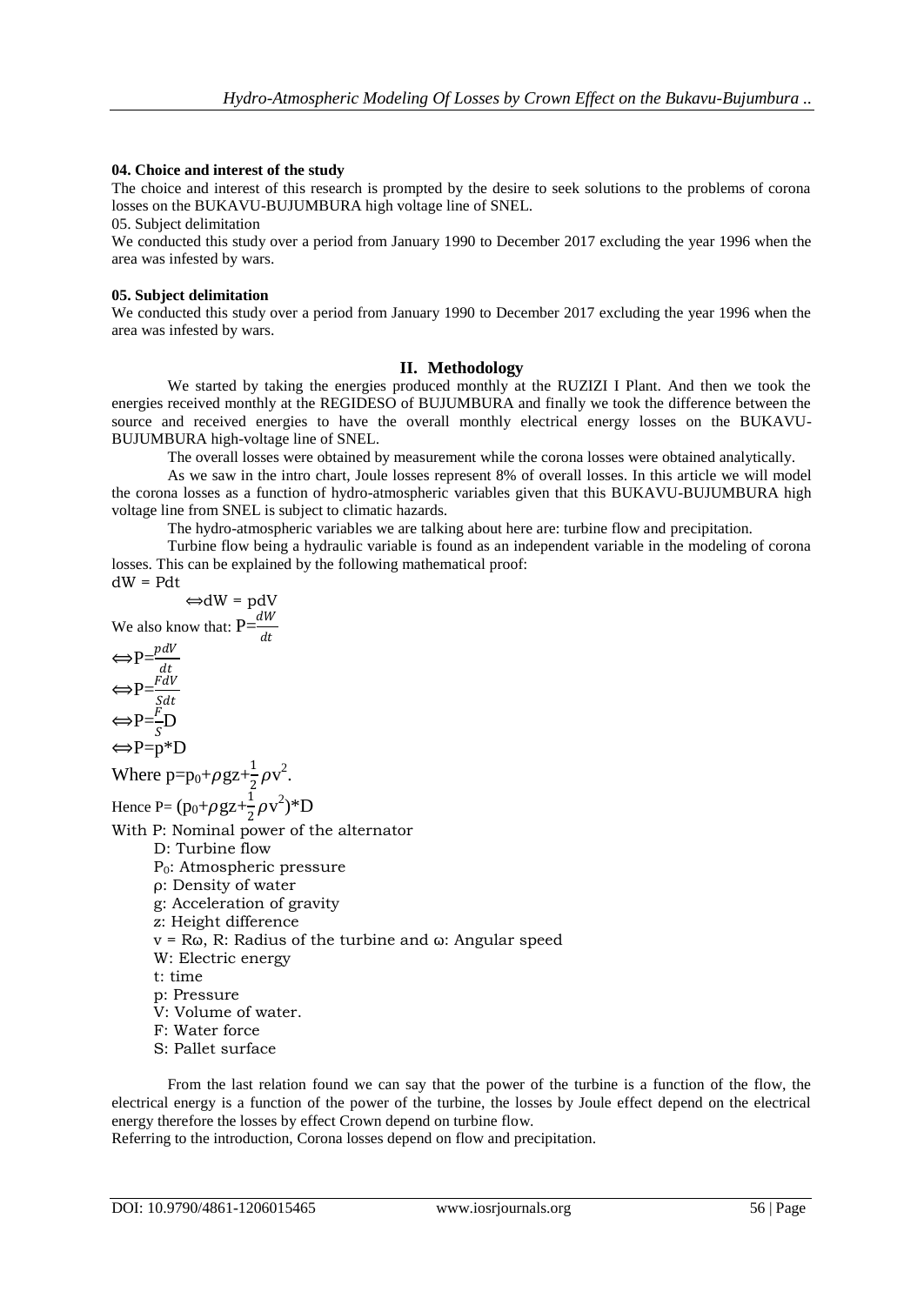**04. Choice and interest of the study**

The choice and interest of this research is prompted by the desire to seek solutions to the problems of corona losses on the BUKAVU-BUJUMBURA high voltage line of SNEL.

05. Subject delimitation

We conducted this study over a period from January 1990 to December 2017 excluding the year 1996 when the area was infested by wars.

**05. Subject delimitation**

We conducted this study over a period from January 1990 to December 2017 excluding the year 1996 when the area was infested by wars.

## II. Methodology

We started by taking the energies produced monthly at the RUZIZI I Plant. And then we took the energies received monthly at the REGIDESO of BUJUMBURA and finally we took the difference between the source and received energies to have the overall monthly electrical energy losses on the BUKAVU-BUJUMBURA high-voltage line of SNEL.

The overall losses were obtained by measurement while the corona losses were obtained analytically.

As we saw in the intro chart, Joule losses represent 8% of overall losses. In this article we will model the corona losses as a function of hydro-atmospheric variables given that this BUKAVU-BUJUMBURA high voltage line from SNEL is subject to climatic hazards.

The hydro-atmospheric variables we are talking about here are: turbine flow and precipitation.

Turbine flow being a hydraulic variable is found as an independent variable in the modeling of corona losses. This can be explained by the following mathematical proof:

$$dW = Pdt$$

$$\Leftrightarrow dW = pdV$$

We also know that: $P=\frac{dW}{dt}$

$$\Leftrightarrow P=\frac{pdV}{dt}$$

$$\Leftrightarrow P=\frac{FdV}{Sdt}$$

$$\Leftrightarrow P=\frac{F}{S}D$$

$$\Leftrightarrow P=p*D$$

Where $p=p_0+\rho gz+\frac{1}{2}\rho v^2$.

Hence $P=(p_0+\rho gz+\frac{1}{2}\rho v^2)*D$

With P: Nominal power of the alternator

- D: Turbine flow
- $P_0$: Atmospheric pressure
- ρ: Density of water
- g: Acceleration of gravity
- z: Height difference
- $v = R\omega$, R: Radius of the turbine and ω: Angular speed
- W: Electric energy
- t: time
- p: Pressure
- V: Volume of water.
- F: Water force
- S: Pallet surface

From the last relation found we can say that the power of the turbine is a function of the flow, the electrical energy is a function of the power of the turbine, the losses by Joule effect depend on the electrical energy therefore the losses by effect Crown depend on turbine flow.

Referring to the introduction, Corona losses depend on flow and precipitation.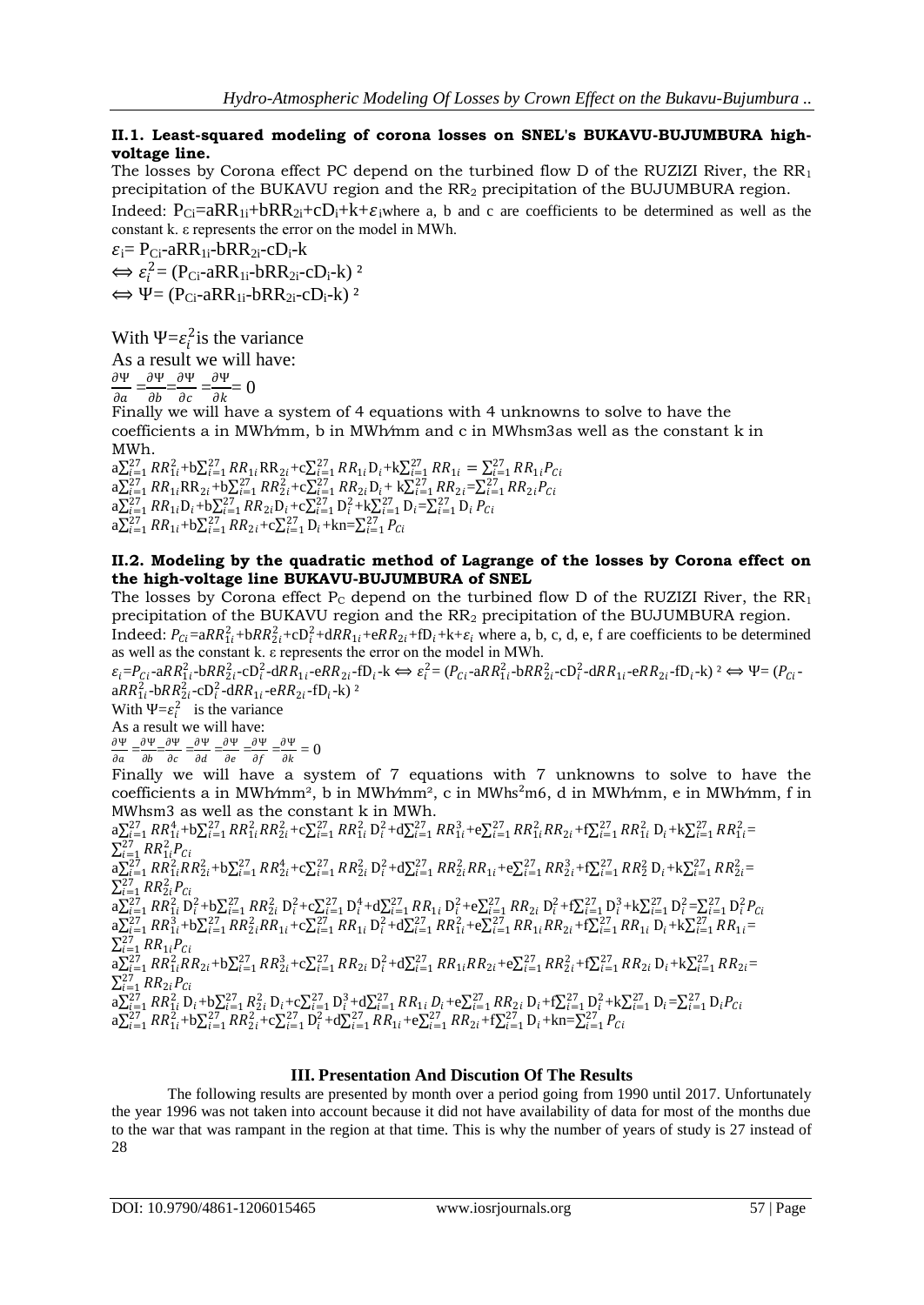### II.1. Least-squared modeling of corona losses on SNEL's BUKAVU-BUJUMBURA high-voltage line.

The losses by Corona effect PC depend on the turbined flow D of the RUZIZI River, the $RR_1$ precipitation of the BUKAVU region and the $RR_2$ precipitation of the BUJUMBURA region.

Indeed: $P_{Ci}=aRR_{1i}+bRR_{2i}+cD_i+k+\varepsilon_i$ where a, b and c are coefficients to be determined as well as the constant k. ε represents the error on the model in MWh.

$\varepsilon_i= P_{Ci}-aRR_{1i}-bRR_{2i}-cD_i-k$

$\Leftrightarrow \varepsilon_i^2= (P_{Ci}-aRR_{1i}-bRR_{2i}-cD_i-k)^2$

$\Leftrightarrow \Psi= (P_{Ci}-aRR_{1i}-bRR_{2i}-cD_i-k)^2$

With $\Psi=\varepsilon_i^2$ is the variance

As a result we will have:

$$\frac{\partial\Psi}{\partial a}=\frac{\partial\Psi}{\partial b}=\frac{\partial\Psi}{\partial c}=\frac{\partial\Psi}{\partial k}=0$$

Finally we will have a system of 4 equations with 4 unknowns to solve to have the coefficients a in MWh/mm, b in MWh/mm and c in MWhsm3as well as the constant k in MWh.

$$a\sum_{i=1}^{27} RR_{1i}^2+b\sum_{i=1}^{27} RR_{1i}RR_{2i}+c\sum_{i=1}^{27} RR_{1i}D_i+k\sum_{i=1}^{27} RR_{1i} = \sum_{i=1}^{27} RR_{1i}P_{Ci}$$

$$a\sum_{i=1}^{27} RR_{1i}RR_{2i}+b\sum_{i=1}^{27} RR_{2i}^2+c\sum_{i=1}^{27} RR_{2i}D_i+ k\sum_{i=1}^{27} RR_{2i}=\sum_{i=1}^{27} RR_{2i}P_{Ci}$$

$$a\sum_{i=1}^{27} RR_{1i}D_i+b\sum_{i=1}^{27} RR_{2i}D_i+c\sum_{i=1}^{27} D_i^2+k\sum_{i=1}^{27} D_i=\sum_{i=1}^{27} D_i P_{Ci}$$

$$a\sum_{i=1}^{27} RR_{1i}+b\sum_{i=1}^{27} RR_{2i}+c\sum_{i=1}^{27} D_i+kn=\sum_{i=1}^{27} P_{Ci}$$

### II.2. Modeling by the quadratic method of Lagrange of the losses by Corona effect on the high-voltage line BUKAVU-BUJUMBURA of SNEL

The losses by Corona effect $P_C$ depend on the turbined flow D of the RUZIZI River, the $RR_1$ precipitation of the BUKAVU region and the $RR_2$ precipitation of the BUJUMBURA region.

Indeed: $P_{Ci}=aRR_{1i}^2+bRR_{2i}^2+cD_i^2+dRR_{1i}+eRR_{2i}+fD_i+k+\varepsilon_i$ where a, b, c, d, e, f are coefficients to be determined as well as the constant k. ε represents the error on the model in MWh.

$\varepsilon_i=P_{Ci}-aRR_{1i}^2-bRR_{2i}^2-cD_i^2-dRR_{1i}-eRR_{2i}-fD_i-k \Leftrightarrow \varepsilon_i^2= (P_{Ci}-aRR_{1i}^2-bRR_{2i}^2-cD_i^2-dRR_{1i}-eRR_{2i}-fD_i-k)^2 \Leftrightarrow \Psi= (P_{Ci}-aRR_{1i}^2-bRR_{2i}^2-cD_i^2-dRR_{1i}-eRR_{2i}-fD_i-k)^2$

With $\Psi=\varepsilon_i^2$ is the variance

As a result we will have:

$$\frac{\partial\Psi}{\partial a}=\frac{\partial\Psi}{\partial b}=\frac{\partial\Psi}{\partial c}=\frac{\partial\Psi}{\partial d}=\frac{\partial\Psi}{\partial e}=\frac{\partial\Psi}{\partial f}=\frac{\partial\Psi}{\partial k}=0$$

Finally we will have a system of 7 equations with 7 unknowns to solve to have the coefficients a in MWh/mm², b in MWh/mm², c in MWhs²m6, d in MWh/mm, e in MWh/mm, f in MWhsm3 as well as the constant k in MWh.

$$a\sum_{i=1}^{27} RR_{1i}^4+b\sum_{i=1}^{27} RR_{1i}^2RR_{2i}^2+c\sum_{i=1}^{27} RR_{1i}^2 D_i^2+d\sum_{i=1}^{27} RR_{1i}^3+e\sum_{i=1}^{27} RR_{1i}^2RR_{2i}+f\sum_{i=1}^{27} RR_{1i}^2 D_i+k\sum_{i=1}^{27} RR_{1i}^2=\sum_{i=1}^{27} RR_{1i}^2P_{Ci}$$

$$a\sum_{i=1}^{27} RR_{1i}^2RR_{2i}^2+b\sum_{i=1}^{27} RR_{2i}^4+c\sum_{i=1}^{27} RR_{2i}^2 D_i^2+d\sum_{i=1}^{27} RR_{2i}^2RR_{1i}+e\sum_{i=1}^{27} RR_{2i}^3+f\sum_{i=1}^{27} RR_2^2 D_i+k\sum_{i=1}^{27} RR_{2i}^2=\sum_{i=1}^{27} RR_{2i}^2P_{Ci}$$

$$a\sum_{i=1}^{27} RR_{1i}^2 D_i^2+b\sum_{i=1}^{27} RR_{2i}^2 D_i^2+c\sum_{i=1}^{27} D_i^4+d\sum_{i=1}^{27} RR_{1i} D_i^2+e\sum_{i=1}^{27} RR_{2i} D_i^2+f\sum_{i=1}^{27} D_i^3+k\sum_{i=1}^{27} D_i^2=\sum_{i=1}^{27} D_i^2P_{Ci}$$

$$a\sum_{i=1}^{27} RR_{1i}^3+b\sum_{i=1}^{27} RR_{2i}^2RR_{1i}+c\sum_{i=1}^{27} RR_{1i} D_i^2+d\sum_{i=1}^{27} RR_{1i}^2+e\sum_{i=1}^{27} RR_{1i}RR_{2i}+f\sum_{i=1}^{27} RR_{1i} D_i+k\sum_{i=1}^{27} RR_{1i}=\sum_{i=1}^{27} RR_{1i}P_{Ci}$$

$$a\sum_{i=1}^{27} RR_{1i}^2RR_{2i}+b\sum_{i=1}^{27} RR_{2i}^3+c\sum_{i=1}^{27} RR_{2i} D_i^2+d\sum_{i=1}^{27} RR_{1i}RR_{2i}+e\sum_{i=1}^{27} RR_{2i}^2+f\sum_{i=1}^{27} RR_{2i} D_i+k\sum_{i=1}^{27} RR_{2i}=\sum_{i=1}^{27} RR_{2i}P_{Ci}$$

$$a\sum_{i=1}^{27} RR_{1i}^2 D_i+b\sum_{i=1}^{27} R_{2i}^2 D_i+c\sum_{i=1}^{27} D_i^3+d\sum_{i=1}^{27} RR_{1i} D_i+e\sum_{i=1}^{27} RR_{2i} D_i+f\sum_{i=1}^{27} D_i^2+k\sum_{i=1}^{27} D_i=\sum_{i=1}^{27} D_iP_{Ci}$$

$$a\sum_{i=1}^{27} RR_{1i}^2+b\sum_{i=1}^{27} RR_{2i}^2+c\sum_{i=1}^{27} D_i^2+d\sum_{i=1}^{27} RR_{1i}+e\sum_{i=1}^{27} RR_{2i}+f\sum_{i=1}^{27} D_i+kn=\sum_{i=1}^{27} P_{Ci}$$

## III. Presentation And Discution Of The Results

The following results are presented by month over a period going from 1990 until 2017. Unfortunately the year 1996 was not taken into account because it did not have availability of data for most of the months due to the war that was rampant in the region at that time. This is why the number of years of study is 27 instead of 28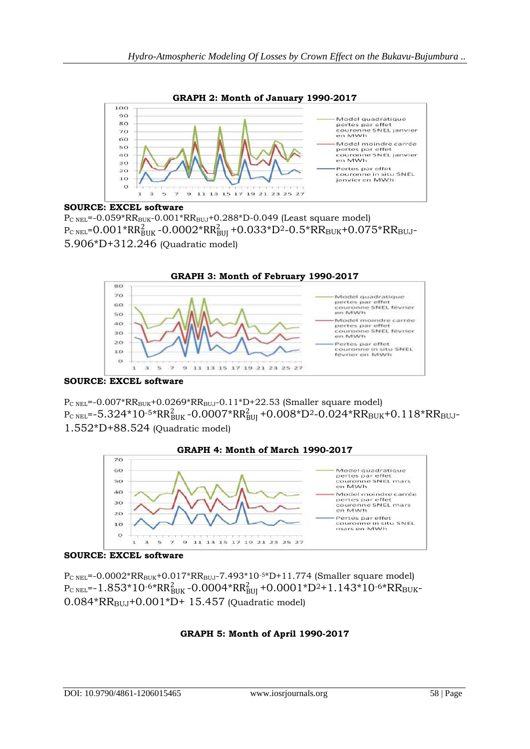**GRAPH 2: Month of January 1990-2017**

**SOURCE: EXCEL software**

$P_{C\ NEL}$=-0.059*$RR_{BUK}$-0.001*$RR_{BUJ}$+0.288*D-0.049 (Least square model)

$P_{C\ NEL}$=0.001*$RR_{BUK}^2$ -0.0002*$RR_{BUJ}^2$ +0.033*$D^2$-0.5*$RR_{BUK}$+0.075*$RR_{BUJ}$-5.906*D+312.246 (Quadratic model)

**GRAPH 3: Month of February 1990-2017**

**SOURCE: EXCEL software**

$P_{C\ NEL}$=-0.007*$RR_{BUK}$+0.0269*$RR_{BUJ}$-0.11*D+22.53 (Smaller square model)

$P_{C\ NEL}$=-5.324*$10^{-5}$*$RR_{BUK}^2$ -0.0007*$RR_{BUJ}^2$ +0.008*$D^2$-0.024*$RR_{BUK}$+0.118*$RR_{BUJ}$-1.552*D+88.524 (Quadratic model)

**GRAPH 4: Month of March 1990-2017**

**SOURCE: EXCEL software**

$P_{C\ NEL}$=-0.0002*$RR_{BUK}$+0.017*$RR_{BUJ}$-7.493*$10^{-5}$*D+11.774 (Smaller square model)

$P_{C\ NEL}$=-1.853*$10^{-6}$*$RR_{BUK}^2$ -0.0004*$RR_{BUJ}^2$ +0.0001*$D^2$+1.143*$10^{-6}$*$RR_{BUK}$-0.084*$RR_{BUJ}$+0.001*D+ 15.457 (Quadratic model)

**GRAPH 5: Month of April 1990-2017**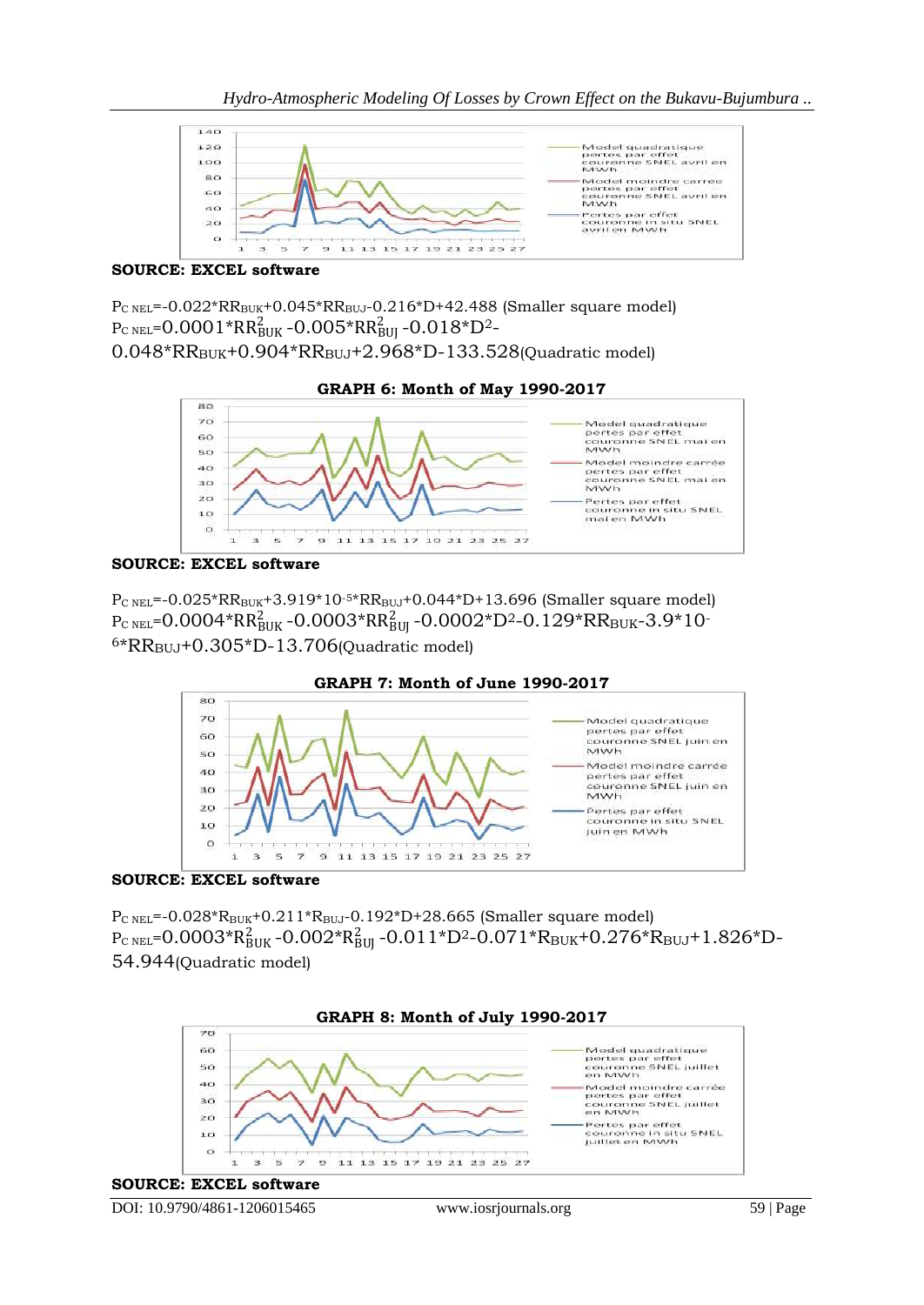**SOURCE: EXCEL software**

$P_{C\ NEL}$=-0.022*$RR_{BUK}$+0.045*$RR_{BUJ}$-0.216*D+42.488 (Smaller square model)

$P_{C\ NEL}$=0.0001*$RR_{BUK}^2$ -0.005*$RR_{BUJ}^2$ -0.018*$D^2$-0.048*$RR_{BUK}$+0.904*$RR_{BUJ}$+2.968*D-133.528(Quadratic model)

**GRAPH 6: Month of May 1990-2017**

**SOURCE: EXCEL software**

$P_{C\ NEL}$=-0.025*$RR_{BUK}$+3.919*$10^{-5}$*$RR_{BUJ}$+0.044*D+13.696 (Smaller square model)

$P_{C\ NEL}$=0.0004*$RR_{BUK}^2$ -0.0003*$RR_{BUJ}^2$ -0.0002*$D^2$-0.129*$RR_{BUK}$-3.9*$10^{-6}$*$RR_{BUJ}$+0.305*D-13.706(Quadratic model)

**GRAPH 7: Month of June 1990-2017**

**SOURCE: EXCEL software**

$P_{C\ NEL}$=-0.028*$R_{BUK}$+0.211*$R_{BUJ}$-0.192*D+28.665 (Smaller square model)

$P_{C\ NEL}$=0.0003*$R_{BUK}^2$ -0.002*$R_{BUJ}^2$ -0.011*$D^2$-0.071*$R_{BUK}$+0.276*$R_{BUJ}$+1.826*D-54.944(Quadratic model)

**GRAPH 8: Month of July 1990-2017**

**SOURCE: EXCEL software**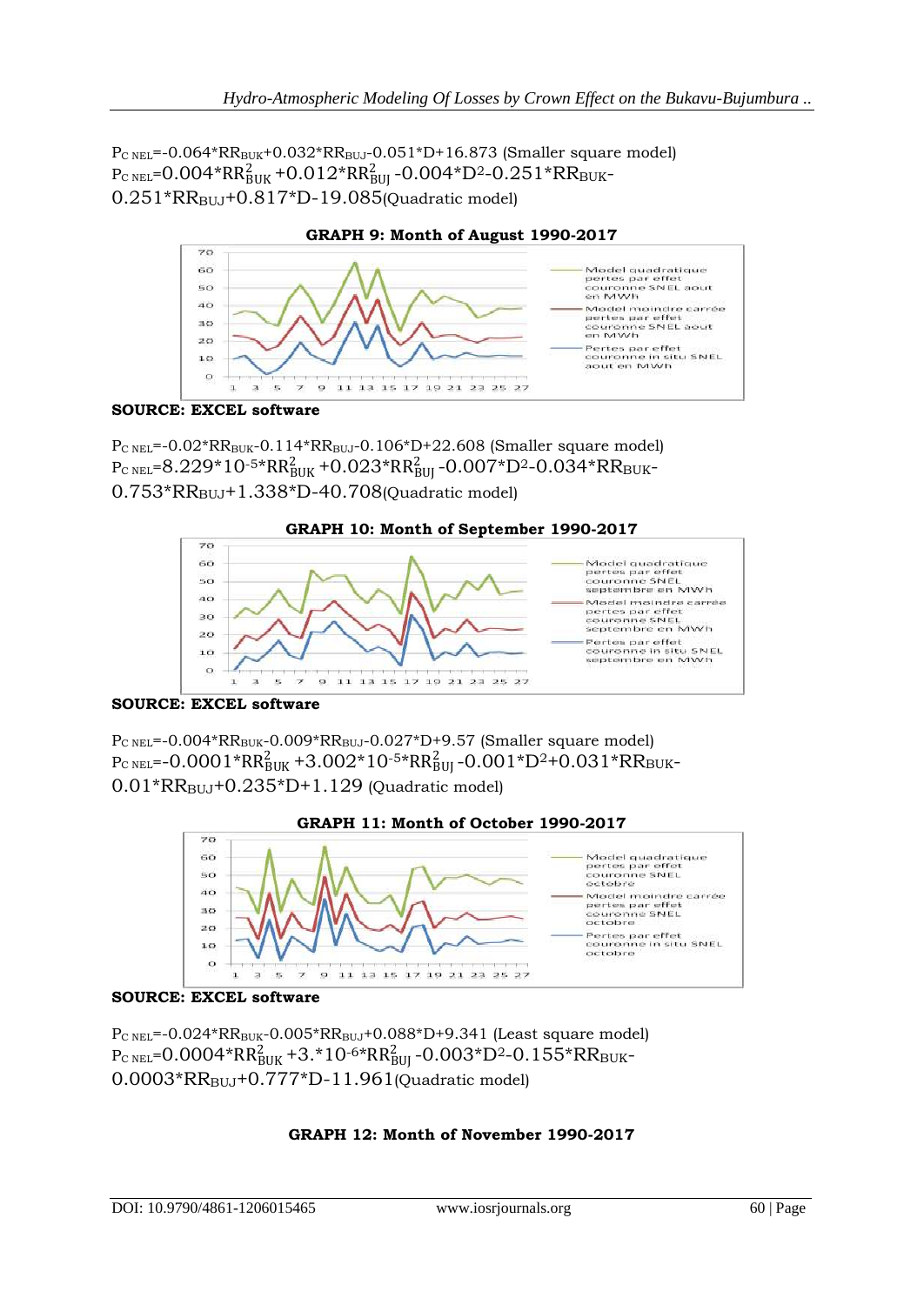$P_{C\ NEL}$=-0.064*$RR_{BUK}$+0.032*$RR_{BUJ}$-0.051*D+16.873 (Smaller square model)

$P_{C\ NEL}$=0.004*$RR^2_{BUK}$ +0.012*$RR^2_{BUJ}$ -0.004*$D^2$-0.251*$RR_{BUK}$-0.251*$RR_{BUJ}$+0.817*D-19.085(Quadratic model)

**GRAPH 9: Month of August 1990-2017**

**SOURCE: EXCEL software**

$P_{C\ NEL}$=-0.02*$RR_{BUK}$-0.114*$RR_{BUJ}$-0.106*D+22.608 (Smaller square model)

$P_{C\ NEL}$=8.229*$10^{-5}$*$RR^2_{BUK}$ +0.023*$RR^2_{BUJ}$ -0.007*$D^2$-0.034*$RR_{BUK}$-0.753*$RR_{BUJ}$+1.338*D-40.708(Quadratic model)

**GRAPH 10: Month of September 1990-2017**

**SOURCE: EXCEL software**

$P_{C\ NEL}$=-0.004*$RR_{BUK}$-0.009*$RR_{BUJ}$-0.027*D+9.57 (Smaller square model)

$P_{C\ NEL}$=-0.0001*$RR^2_{BUK}$ +3.002*$10^{-5}$*$RR^2_{BUJ}$ -0.001*$D^2$+0.031*$RR_{BUK}$-0.01*$RR_{BUJ}$+0.235*D+1.129 (Quadratic model)

**GRAPH 11: Month of October 1990-2017**

**SOURCE: EXCEL software**

$P_{C\ NEL}$=-0.024*$RR_{BUK}$-0.005*$RR_{BUJ}$+0.088*D+9.341 (Least square model)

$P_{C\ NEL}$=0.0004*$RR^2_{BUK}$ +3.*$10^{-6}$*$RR^2_{BUJ}$ -0.003*$D^2$-0.155*$RR_{BUK}$-0.0003*$RR_{BUJ}$+0.777*D-11.961(Quadratic model)

**GRAPH 12: Month of November 1990-2017**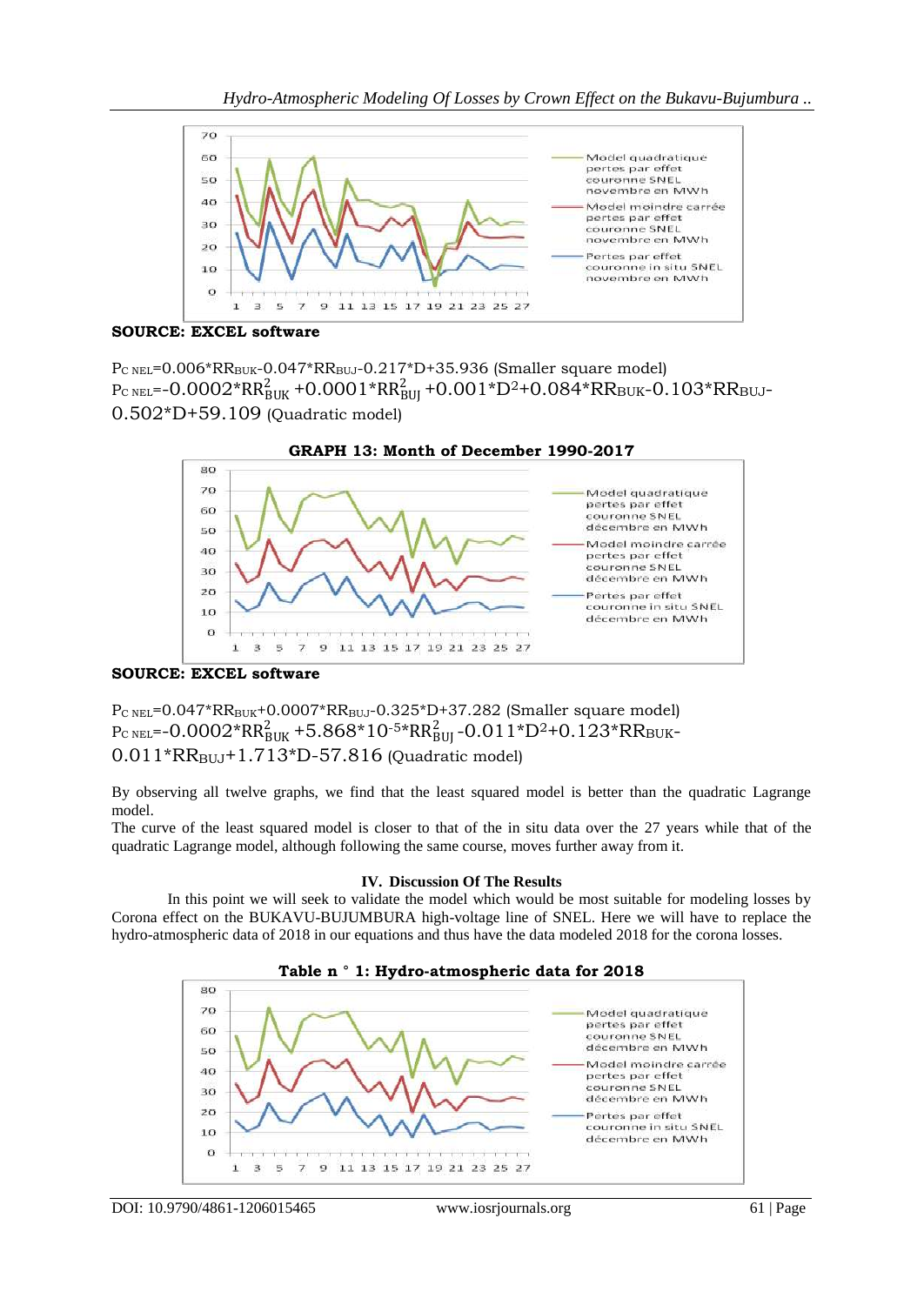**SOURCE: EXCEL software**

$P_{C\ NEL}$=0.006*$RR_{BUK}$-0.047*$RR_{BUJ}$-0.217*D+35.936 (Smaller square model)
$P_{C\ NEL}$=-0.0002*$RR_{BUK}^2$ +0.0001*$RR_{BUJ}^2$ +0.001*$D^2$+0.084*$RR_{BUK}$-0.103*$RR_{BUJ}$-0.502*D+59.109 (Quadratic model)

**GRAPH 13: Month of December 1990-2017**

**SOURCE: EXCEL software**

$P_{C\ NEL}$=0.047*$RR_{BUK}$+0.0007*$RR_{BUJ}$-0.325*D+37.282 (Smaller square model)
$P_{C\ NEL}$=-0.0002*$RR_{BUK}^2$ +5.868*$10^{-5}$*$RR_{BUJ}^2$ -0.011*$D^2$+0.123*$RR_{BUK}$-0.011*$RR_{BUJ}$+1.713*D-57.816 (Quadratic model)

By observing all twelve graphs, we find that the least squared model is better than the quadratic Lagrange model.
The curve of the least squared model is closer to that of the in situ data over the 27 years while that of the quadratic Lagrange model, although following the same course, moves further away from it.

## IV. Discussion Of The Results

In this point we will seek to validate the model which would be most suitable for modeling losses by Corona effect on the BUKAVU-BUJUMBURA high-voltage line of SNEL. Here we will have to replace the hydro-atmospheric data of 2018 in our equations and thus have the data modeled 2018 for the corona losses.

**Table n ° 1: Hydro-atmospheric data for 2018**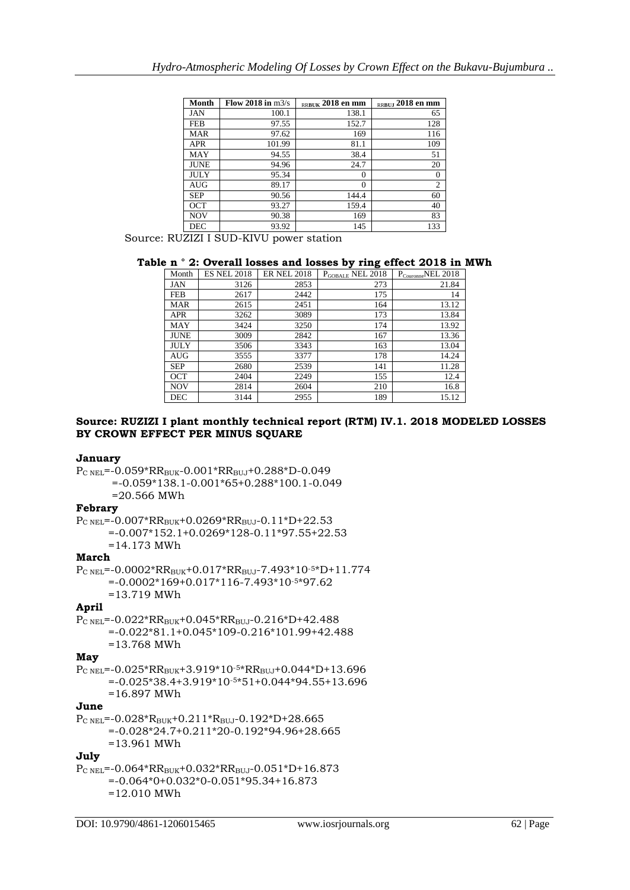| Month | Flow 2018 in m3/s | $_{RR}$BUK 2018 en mm | $_{RR}$BUJ 2018 en mm |
|---|---|---|---|
| JAN | 100.1 | 138.1 | 65 |
| FEB | 97.55 | 152.7 | 128 |
| MAR | 97.62 | 169 | 116 |
| APR | 101.99 | 81.1 | 109 |
| MAY | 94.55 | 38.4 | 51 |
| JUNE | 94.96 | 24.7 | 20 |
| JULY | 95.34 | 0 | 0 |
| AUG | 89.17 | 0 | 2 |
| SEP | 90.56 | 144.4 | 60 |
| OCT | 93.27 | 159.4 | 40 |
| NOV | 90.38 | 169 | 83 |
| DEC | 93.92 | 145 | 133 |

Source: RUZIZI I SUD-KIVU power station

**Table n ° 2: Overall losses and losses by ring effect 2018 in MWh**

| Month | ES NEL 2018 | ER NEL 2018 | $P_{GOBALE}$ NEL 2018 | $P_{Couronne}$NEL 2018 |
|---|---|---|---|---|
| JAN | 3126 | 2853 | 273 | 21.84 |
| FEB | 2617 | 2442 | 175 | 14 |
| MAR | 2615 | 2451 | 164 | 13.12 |
| APR | 3262 | 3089 | 173 | 13.84 |
| MAY | 3424 | 3250 | 174 | 13.92 |
| JUNE | 3009 | 2842 | 167 | 13.36 |
| JULY | 3506 | 3343 | 163 | 13.04 |
| AUG | 3555 | 3377 | 178 | 14.24 |
| SEP | 2680 | 2539 | 141 | 11.28 |
| OCT | 2404 | 2249 | 155 | 12.4 |
| NOV | 2814 | 2604 | 210 | 16.8 |
| DEC | 3144 | 2955 | 189 | 15.12 |

**Source: RUZIZI I plant monthly technical report (RTM) IV.1. 2018 MODELED LOSSES BY CROWN EFFECT PER MINUS SQUARE**

**January**

$P_{C\ NEL}=-0.059*RR_{BUK}-0.001*RR_{BUJ}+0.288*D-0.049$

$=-0.059*138.1-0.001*65+0.288*100.1-0.049$

$=20.566$ MWh

**Febrary**

$P_{C\ NEL}=-0.007*RR_{BUK}+0.0269*RR_{BUJ}-0.11*D+22.53$

$=-0.007*152.1+0.0269*128-0.11*97.55+22.53$

$=14.173$ MWh

**March**

$P_{C\ NEL}=-0.0002*RR_{BUK}+0.017*RR_{BUJ}-7.493*10^{-5}*D+11.774$

$=-0.0002*169+0.017*116-7.493*10^{-5}*97.62$

$=13.719$ MWh

**April**

$P_{C\ NEL}=-0.022*RR_{BUK}+0.045*RR_{BUJ}-0.216*D+42.488$

$=-0.022*81.1+0.045*109-0.216*101.99+42.488$

$=13.768$ MWh

**May**

$P_{C\ NEL}=-0.025*RR_{BUK}+3.919*10^{-5}*RR_{BUJ}+0.044*D+13.696$

$=-0.025*38.4+3.919*10^{-5}*51+0.044*94.55+13.696$

$=16.897$ MWh

**June**

$P_{C\ NEL}=-0.028*R_{BUK}+0.211*R_{BUJ}-0.192*D+28.665$

$=-0.028*24.7+0.211*20-0.192*94.96+28.665$

$=13.961$ MWh

**July**

$P_{C\ NEL}=-0.064*RR_{BUK}+0.032*RR_{BUJ}-0.051*D+16.873$

$=-0.064*0+0.032*0-0.051*95.34+16.873$

$=12.010$ MWh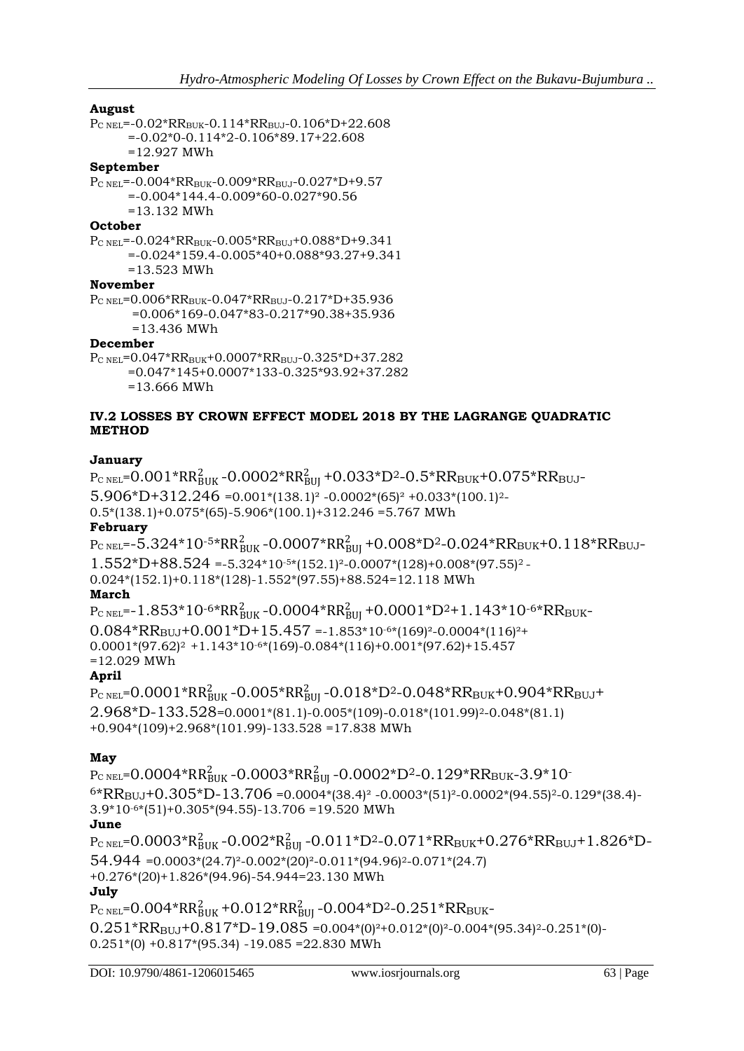**August**

$P_{C\ NEL}=-0.02*RR_{BUK}-0.114*RR_{BUJ}-0.106*D+22.608$
$=-0.02*0-0.114*2-0.106*89.17+22.608$
$=12.927$ MWh

**September**

$P_{C\ NEL}=-0.004*RR_{BUK}-0.009*RR_{BUJ}-0.027*D+9.57$
$=-0.004*144.4-0.009*60-0.027*90.56$
$=13.132$ MWh

**October**

$P_{C\ NEL}=-0.024*RR_{BUK}-0.005*RR_{BUJ}+0.088*D+9.341$
$=-0.024*159.4-0.005*40+0.088*93.27+9.341$
$=13.523$ MWh

**November**

$P_{C\ NEL}=0.006*RR_{BUK}-0.047*RR_{BUJ}-0.217*D+35.936$
$=0.006*169-0.047*83-0.217*90.38+35.936$
$=13.436$ MWh

**December**

$P_{C\ NEL}=0.047*RR_{BUK}+0.0007*RR_{BUJ}-0.325*D+37.282$
$=0.047*145+0.0007*133-0.325*93.92+37.282$
$=13.666$ MWh

**IV.2 LOSSES BY CROWN EFFECT MODEL 2018 BY THE LAGRANGE QUADRATIC METHOD**

**January**

$P_{C\ NEL}=0.001*RR_{BUK}^{2}-0.0002*RR_{BUJ}^{2}+0.033*D^{2}-0.5*RR_{BUK}+0.075*RR_{BUJ}-5.906*D+312.246$ $=0.001*(138.1)^{2}-0.0002*(65)^{2}+0.033*(100.1)^{2}-0.5*(138.1)+0.075*(65)-5.906*(100.1)+312.246=5.767$ MWh

**February**

$P_{C\ NEL}=-5.324*10^{-5}*RR_{BUK}^{2}-0.0007*RR_{BUJ}^{2}+0.008*D^{2}-0.024*RR_{BUK}+0.118*RR_{BUJ}-1.552*D+88.524$ $=-5.324*10^{-5}*(152.1)^{2}-0.0007*(128)+0.008*(97.55)^{2}-0.024*(152.1)+0.118*(128)-1.552*(97.55)+88.524=12.118$ MWh

**March**

$P_{C\ NEL}=-1.853*10^{-6}*RR_{BUK}^{2}-0.0004*RR_{BUJ}^{2}+0.0001*D^{2}+1.143*10^{-6}*RR_{BUK}-0.084*RR_{BUJ}+0.001*D+15.457$ $=-1.853*10^{-6}*(169)^{2}-0.0004*(116)^{2}+0.0001*(97.62)^{2}+1.143*10^{-6}*(169)-0.084*(116)+0.001*(97.62)+15.457$ $=12.029$ MWh

**April**

$P_{C\ NEL}=0.0001*RR_{BUK}^{2}-0.005*RR_{BUJ}^{2}-0.018*D^{2}-0.048*RR_{BUK}+0.904*RR_{BUJ}+2.968*D-133.528$ $=0.0001*(81.1)-0.005*(109)-0.018*(101.99)^{2}-0.048*(81.1)+0.904*(109)+2.968*(101.99)-133.528=17.838$ MWh

**May**

$P_{C\ NEL}=0.0004*RR_{BUK}^{2}-0.0003*RR_{BUJ}^{2}-0.0002*D^{2}-0.129*RR_{BUK}-3.9*10^{-6}*RR_{BUJ}+0.305*D-13.706$ $=0.0004*(38.4)^{2}-0.0003*(51)^{2}-0.0002*(94.55)^{2}-0.129*(38.4)-3.9*10^{-6}*(51)+0.305*(94.55)-13.706=19.520$ MWh

**June**

$P_{C\ NEL}=0.0003*R_{BUK}^{2}-0.002*R_{BUJ}^{2}-0.011*D^{2}-0.071*RR_{BUK}+0.276*RR_{BUJ}+1.826*D-54.944$ $=0.0003*(24.7)^{2}-0.002*(20)^{2}-0.011*(94.96)^{2}-0.071*(24.7)+0.276*(20)+1.826*(94.96)-54.944=23.130$ MWh

**July**

$P_{C\ NEL}=0.004*RR_{BUK}^{2}+0.012*RR_{BUJ}^{2}-0.004*D^{2}-0.251*RR_{BUK}-0.251*RR_{BUJ}+0.817*D-19.085$ $=0.004*(0)^{2}+0.012*(0)^{2}-0.004*(95.34)^{2}-0.251*(0)-0.251*(0)+0.817*(95.34)-19.085=22.830$ MWh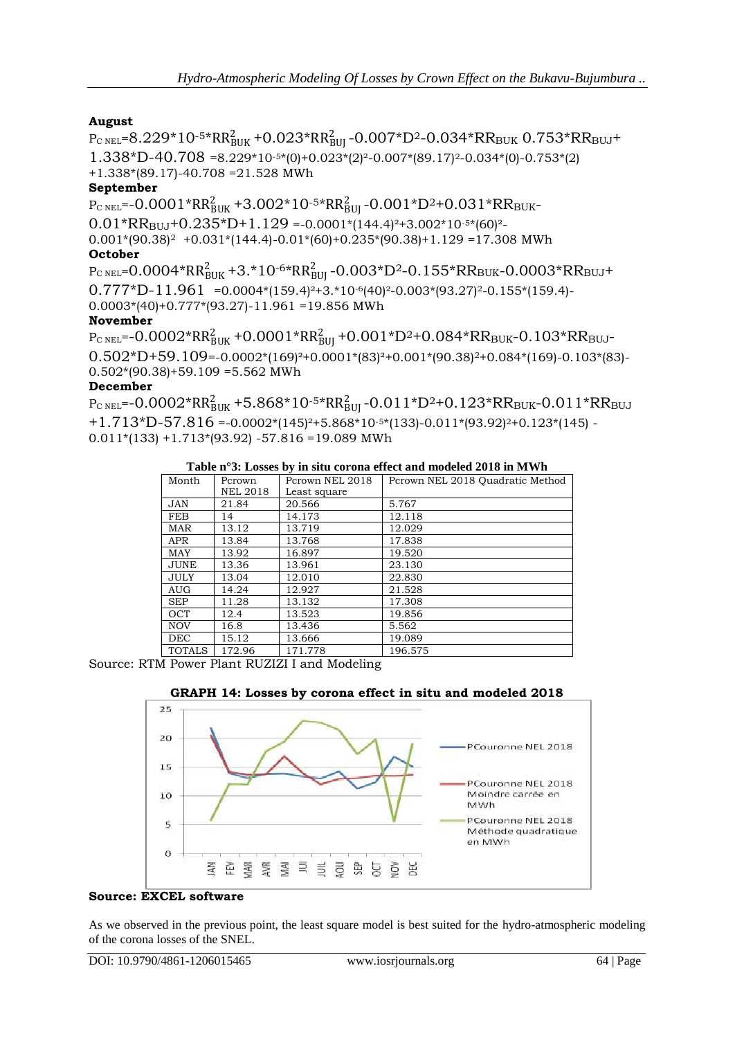**August**

$P_{C\ NEL}=8.229*10^{-5}*RR_{BUK}^2+0.023*RR_{BUJ}^2-0.007*D^2-0.034*RR_{BUK}\ 0.753*RR_{BUJ}+1.338*D-40.708$ $=8.229*10^{-5}*(0)+0.023*(2)^2-0.007*(89.17)^2-0.034*(0)-0.753*(2)+1.338*(89.17)-40.708=21.528$ MWh

**September**

$P_{C\ NEL}=-0.0001*RR_{BUK}^2+3.002*10^{-5}*RR_{BUJ}^2-0.001*D^2+0.031*RR_{BUK}-0.01*RR_{BUJ}+0.235*D+1.129$ $=-0.0001*(144.4)^2+3.002*10^{-5}*(60)^2-0.001*(90.38)^2+0.031*(144.4)-0.01*(60)+0.235*(90.38)+1.129=17.308$ MWh

**October**

$P_{C\ NEL}=0.0004*RR_{BUK}^2+3.*10^{-6}*RR_{BUJ}^2-0.003*D^2-0.155*RR_{BUK}-0.0003*RR_{BUJ}+0.777*D-11.961$ $=0.0004*(159.4)^2+3.*10^{-6}(40)^2-0.003*(93.27)^2-0.155*(159.4)-0.0003*(40)+0.777*(93.27)-11.961=19.856$ MWh

**November**

$P_{C\ NEL}=-0.0002*RR_{BUK}^2+0.0001*RR_{BUJ}^2+0.001*D^2+0.084*RR_{BUK}-0.103*RR_{BUJ}-0.502*D+59.109$ $=-0.0002*(169)^2+0.0001*(83)^2+0.001*(90.38)^2+0.084*(169)-0.103*(83)-0.502*(90.38)+59.109=5.562$ MWh

**December**

$P_{C\ NEL}=-0.0002*RR_{BUK}^2+5.868*10^{-5}*RR_{BUJ}^2-0.011*D^2+0.123*RR_{BUK}-0.011*RR_{BUJ}+1.713*D-57.816$ $=-0.0002*(145)^2+5.868*10^{-5}*(133)-0.011*(93.92)^2+0.123*(145)-0.011*(133)+1.713*(93.92)-57.816=19.089$ MWh

**Table n°3: Losses by in situ corona effect and modeled 2018 in MWh**

| Month | Pcrown NEL 2018 | Pcrown NEL 2018 Least square | Pcrown NEL 2018 Quadratic Method |
|---|---|---|---|
| JAN | 21.84 | 20.566 | 5.767 |
| FEB | 14 | 14.173 | 12.118 |
| MAR | 13.12 | 13.719 | 12.029 |
| APR | 13.84 | 13.768 | 17.838 |
| MAY | 13.92 | 16.897 | 19.520 |
| JUNE | 13.36 | 13.961 | 23.130 |
| JULY | 13.04 | 12.010 | 22.830 |
| AUG | 14.24 | 12.927 | 21.528 |
| SEP | 11.28 | 13.132 | 17.308 |
| OCT | 12.4 | 13.523 | 19.856 |
| NOV | 16.8 | 13.436 | 5.562 |
| DEC | 15.12 | 13.666 | 19.089 |
| TOTALS | 172.96 | 171.778 | 196.575 |

Source: RTM Power Plant RUZIZI I and Modeling

**GRAPH 14: Losses by corona effect in situ and modeled 2018**

**Source: EXCEL software**

As we observed in the previous point, the least square model is best suited for the hydro-atmospheric modeling of the corona losses of the SNEL.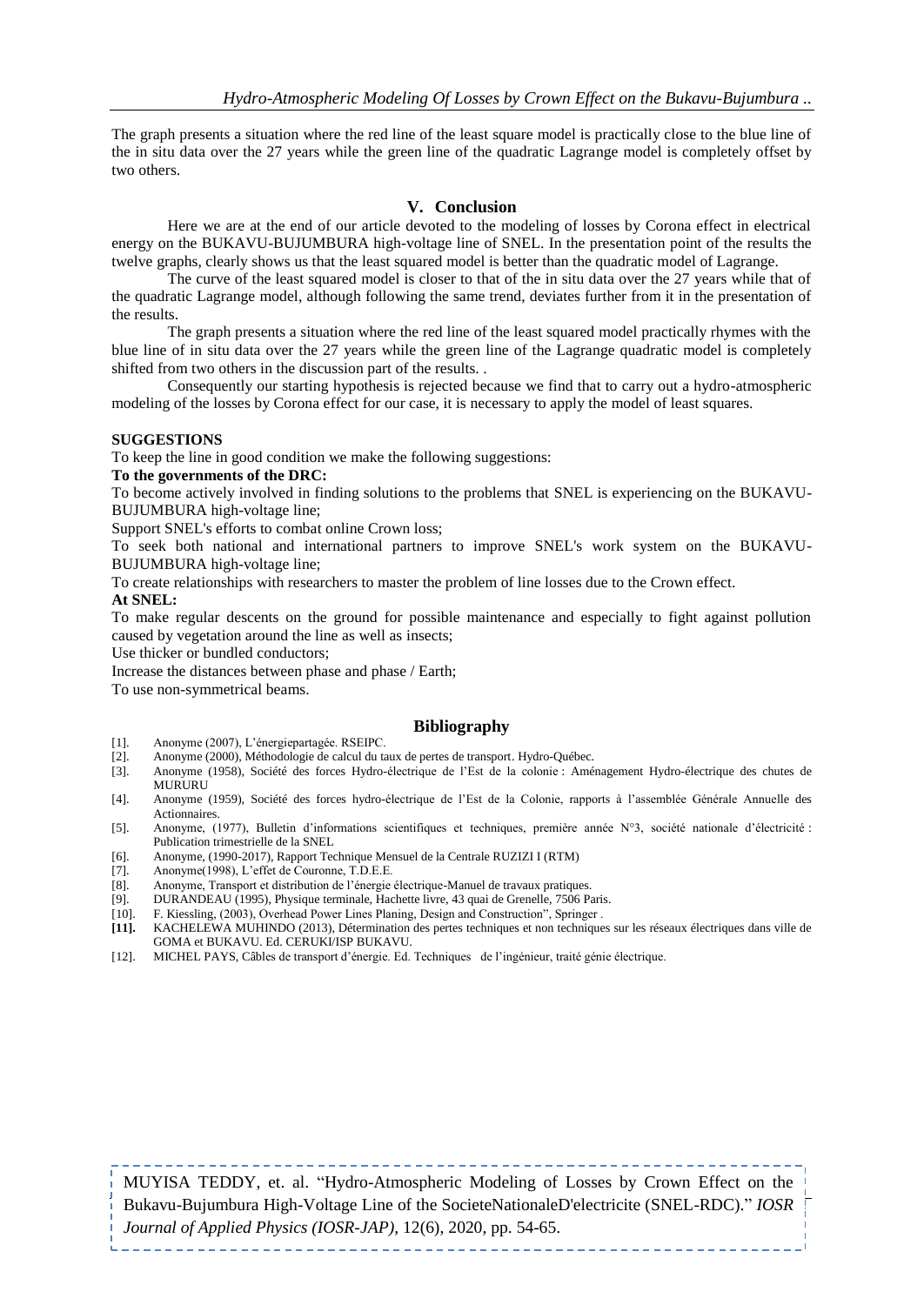The graph presents a situation where the red line of the least square model is practically close to the blue line of the in situ data over the 27 years while the green line of the quadratic Lagrange model is completely offset by two others.

## V. Conclusion

Here we are at the end of our article devoted to the modeling of losses by Corona effect in electrical energy on the BUKAVU-BUJUMBURA high-voltage line of SNEL. In the presentation point of the results the twelve graphs, clearly shows us that the least squared model is better than the quadratic model of Lagrange.

The curve of the least squared model is closer to that of the in situ data over the 27 years while that of the quadratic Lagrange model, although following the same trend, deviates further from it in the presentation of the results.

The graph presents a situation where the red line of the least squared model practically rhymes with the blue line of in situ data over the 27 years while the green line of the Lagrange quadratic model is completely shifted from two others in the discussion part of the results. .

Consequently our starting hypothesis is rejected because we find that to carry out a hydro-atmospheric modeling of the losses by Corona effect for our case, it is necessary to apply the model of least squares.

**SUGGESTIONS**

To keep the line in good condition we make the following suggestions:

**To the governments of the DRC:**

To become actively involved in finding solutions to the problems that SNEL is experiencing on the BUKAVU-BUJUMBURA high-voltage line;

Support SNEL's efforts to combat online Crown loss;

To seek both national and international partners to improve SNEL's work system on the BUKAVU-BUJUMBURA high-voltage line;

To create relationships with researchers to master the problem of line losses due to the Crown effect.

**At SNEL:**

To make regular descents on the ground for possible maintenance and especially to fight against pollution caused by vegetation around the line as well as insects;

Use thicker or bundled conductors;

Increase the distances between phase and phase / Earth;

To use non-symmetrical beams.

## Bibliography

[1]. Anonyme (2007), L'énergiepartagée. RSEIPC.

[2]. Anonyme (2000), Méthodologie de calcul du taux de pertes de transport. Hydro-Québec.

[3]. Anonyme (1958), Société des forces Hydro-électrique de l'Est de la colonie : Aménagement Hydro-électrique des chutes de MURURU

[4]. Anonyme (1959), Société des forces hydro-électrique de l'Est de la Colonie, rapports à l'assemblée Générale Annuelle des Actionnaires.

[5]. Anonyme, (1977), Bulletin d'informations scientifiques et techniques, première année N°3, société nationale d'électricité : Publication trimestrielle de la SNEL

[6]. Anonyme, (1990-2017), Rapport Technique Mensuel de la Centrale RUZIZI I (RTM)

[7]. Anonyme(1998), L'effet de Couronne, T.D.E.E.

[8]. Anonyme, Transport et distribution de l'énergie électrique-Manuel de travaux pratiques.

[9]. DURANDEAU (1995), Physique terminale, Hachette livre, 43 quai de Grenelle, 7506 Paris.

[10]. F. Kiessling, (2003), Overhead Power Lines Planing, Design and Construction", Springer .

**[11].** KACHELEWA MUHINDO (2013), Détermination des pertes techniques et non techniques sur les réseaux électriques dans ville de GOMA et BUKAVU. Ed. CERUKI/ISP BUKAVU.

[12]. MICHEL PAYS, Câbles de transport d'énergie. Ed. Techniques de l'ingénieur, traité génie électrique.

MUYISA TEDDY, et. al. "Hydro-Atmospheric Modeling of Losses by Crown Effect on the Bukavu-Bujumbura High-Voltage Line of the SocieteNationaleD'electricite (SNEL-RDC)." *IOSR Journal of Applied Physics (IOSR-JAP)*, 12(6), 2020, pp. 54-65.